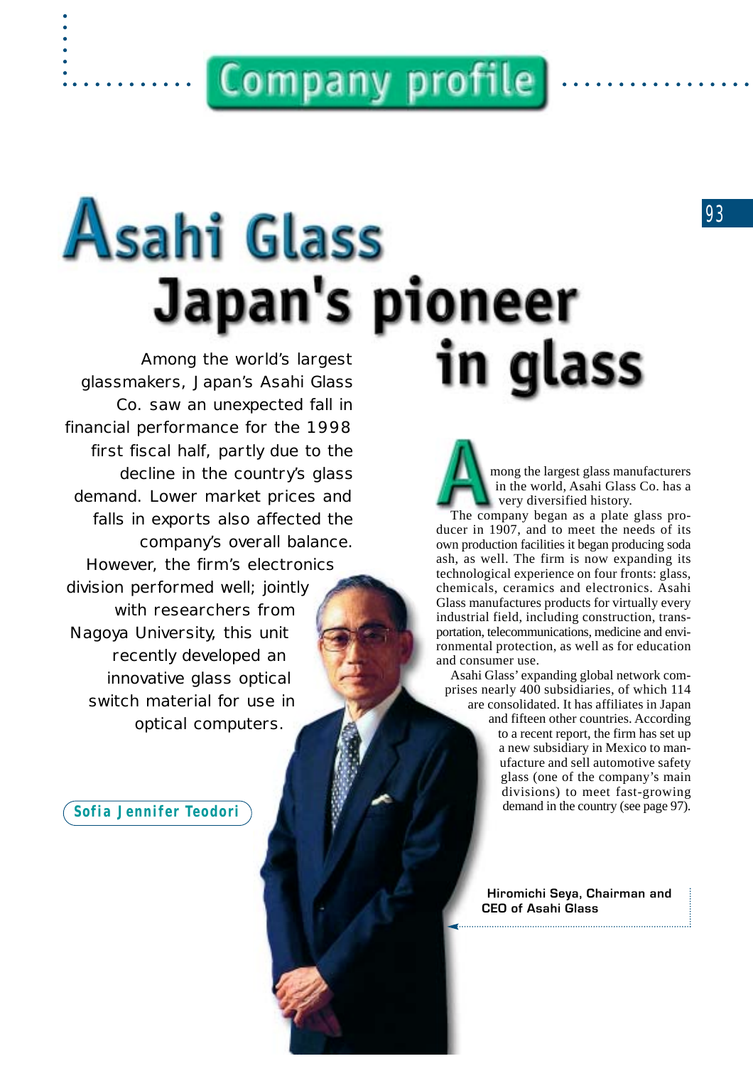Company profile

# Asahi Glass Japan's pioneer in glass

Among the world's largest glassmakers, Japan's Asahi Glass Co. saw an unexpected fall in financial performance for the 1998 first fiscal half, partly due to the decline in the country's glass demand. Lower market prices and falls in exports also affected the company's overall balance. However, the firm's electronics division performed well; jointly with researchers from Nagoya University, this unit recently developed an innovative glass optical switch material for use in optical computers.

**Sofia Jennifer Teodori**

Among the largest glass manufacturers in the world, Asahi Glass Co. has a very diversified history.

The company began as a plate glass producer in 1907, and to meet the needs of its own production facilities it began producing soda ash, as well. The firm is now expanding its technological experience on four fronts: glass, chemicals, ceramics and electronics. Asahi Glass manufactures products for virtually every industrial field, including construction, transportation, telecommunications, medicine and environmental protection, as well as for education and consumer use.

Asahi Glass' expanding global network comprises nearly 400 subsidiaries, of which 114 are consolidated. It has affiliates in Japan and fifteen other countries. According to a recent report, the firm has set up a new subsidiary in Mexico to manufacture and sell automotive safety glass (one of the company's main divisions) to meet fast-growing demand in the country (see page 97).

**Hiromichi Seya, Chairman and CEO of Asahi Glass**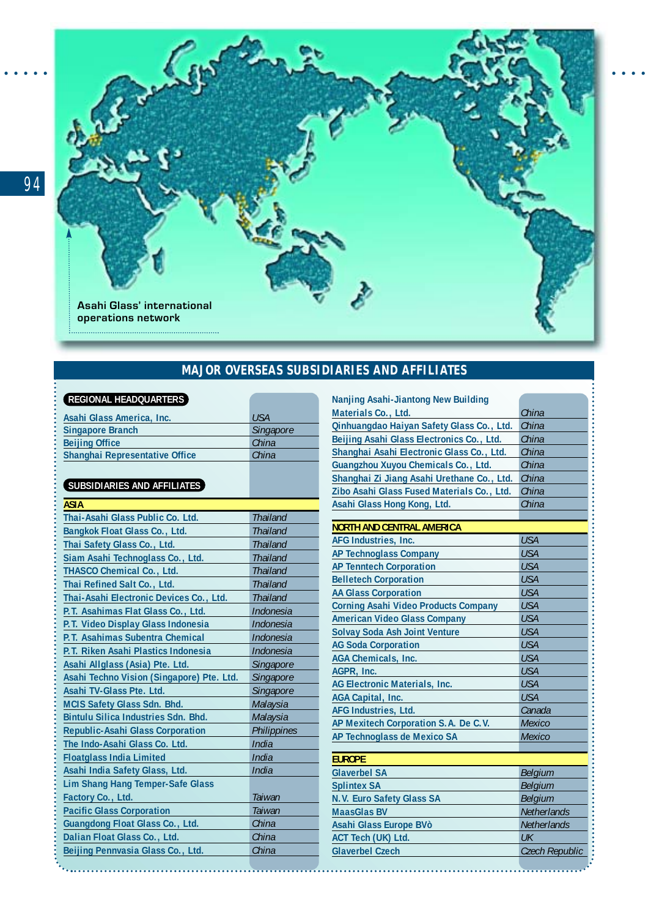Asahi Glass' international operations network

## MAJOR OVERSEAS SUBSIDIARIES AND AFFILIATES

**REGIONAL HEADQUARTERS**

| Company | Country |
|---|---|
| Asahi Glass America, Inc. | USA |
| Singapore Branch | Singapore |
| Beijing Office | China |
| Shanghai Representative Office | China |

**SUBSIDIARIES AND AFFILIATES**

**ASIA**

| Company | Country |
|---|---|
| Thai-Asahi Glass Public Co. Ltd. | Thailand |
| Bangkok Float Glass Co., Ltd. | Thailand |
| Thai Safety Glass Co., Ltd. | Thailand |
| Siam Asahi Technoglass Co., Ltd. | Thailand |
| THASCO Chemical Co., Ltd. | Thailand |
| Thai Refined Salt Co., Ltd. | Thailand |
| Thai-Asahi Electronic Devices Co., Ltd. | Thailand |
| P.T. Asahimas Flat Glass Co., Ltd. | Indonesia |
| P.T. Video Display Glass Indonesia | Indonesia |
| P.T. Asahimas Subentra Chemical | Indonesia |
| P.T. Riken Asahi Plastics Indonesia | Indonesia |
| Asahi Allglass (Asia) Pte. Ltd. | Singapore |
| Asahi Techno Vision (Singapore) Pte. Ltd. | Singapore |
| Asahi TV-Glass Pte. Ltd. | Singapore |
| MCIS Safety Glass Sdn. Bhd. | Malaysia |
| Bintulu Silica Industries Sdn. Bhd. | Malaysia |
| Republic-Asahi Glass Corporation | Philippines |
| The Indo-Asahi Glass Co. Ltd. | India |
| Floatglass India Limited | India |
| Asahi India Safety Glass, Ltd. | India |
| Lim Shang Hang Temper-Safe Glass Factory Co., Ltd. | Taiwan |
| Pacific Glass Corporation | Taiwan |
| Guangdong Float Glass Co., Ltd. | China |
| Dalian Float Glass Co., Ltd. | China |
| Beijing Pennvasia Glass Co., Ltd. | China |
| Nanjing Asahi-Jiantong New Building Materials Co., Ltd. | China |
| Qinhuangdao Haiyan Safety Glass Co., Ltd. | China |
| Beijing Asahi Glass Electronics Co., Ltd. | China |
| Shanghai Asahi Electronic Glass Co., Ltd. | China |
| Guangzhou Xuyou Chemicals Co., Ltd. | China |
| Shanghai Zi Jiang Asahi Urethane Co., Ltd. | China |
| Zibo Asahi Glass Fused Materials Co., Ltd. | China |
| Asahi Glass Hong Kong, Ltd. | China |

**NORTH AND CENTRAL AMERICA**

| Company | Country |
|---|---|
| AFG Industries, Inc. | USA |
| AP Technoglass Company | USA |
| AP Tenntech Corporation | USA |
| Belletech Corporation | USA |
| AA Glass Corporation | USA |
| Corning Asahi Video Products Company | USA |
| American Video Glass Company | USA |
| Solvay Soda Ash Joint Venture | USA |
| AG Soda Corporation | USA |
| AGA Chemicals, Inc. | USA |
| AGPR, Inc. | USA |
| AG Electronic Materials, Inc. | USA |
| AGA Capital, Inc. | USA |
| AFG Industries, Ltd. | Canada |
| AP Mexitech Corporation S.A. De C.V. | Mexico |
| AP Technoglass de Mexico SA | Mexico |

**EUROPE**

| Company | Country |
|---|---|
| Glaverbel SA | Belgium |
| Splintex SA | Belgium |
| N.V. Euro Safety Glass SA | Belgium |
| MaasGlas BV | Netherlands |
| Asahi Glass Europe BVò | Netherlands |
| ACT Tech (UK) Ltd. | UK |
| Glaverbel Czech | Czech Republic |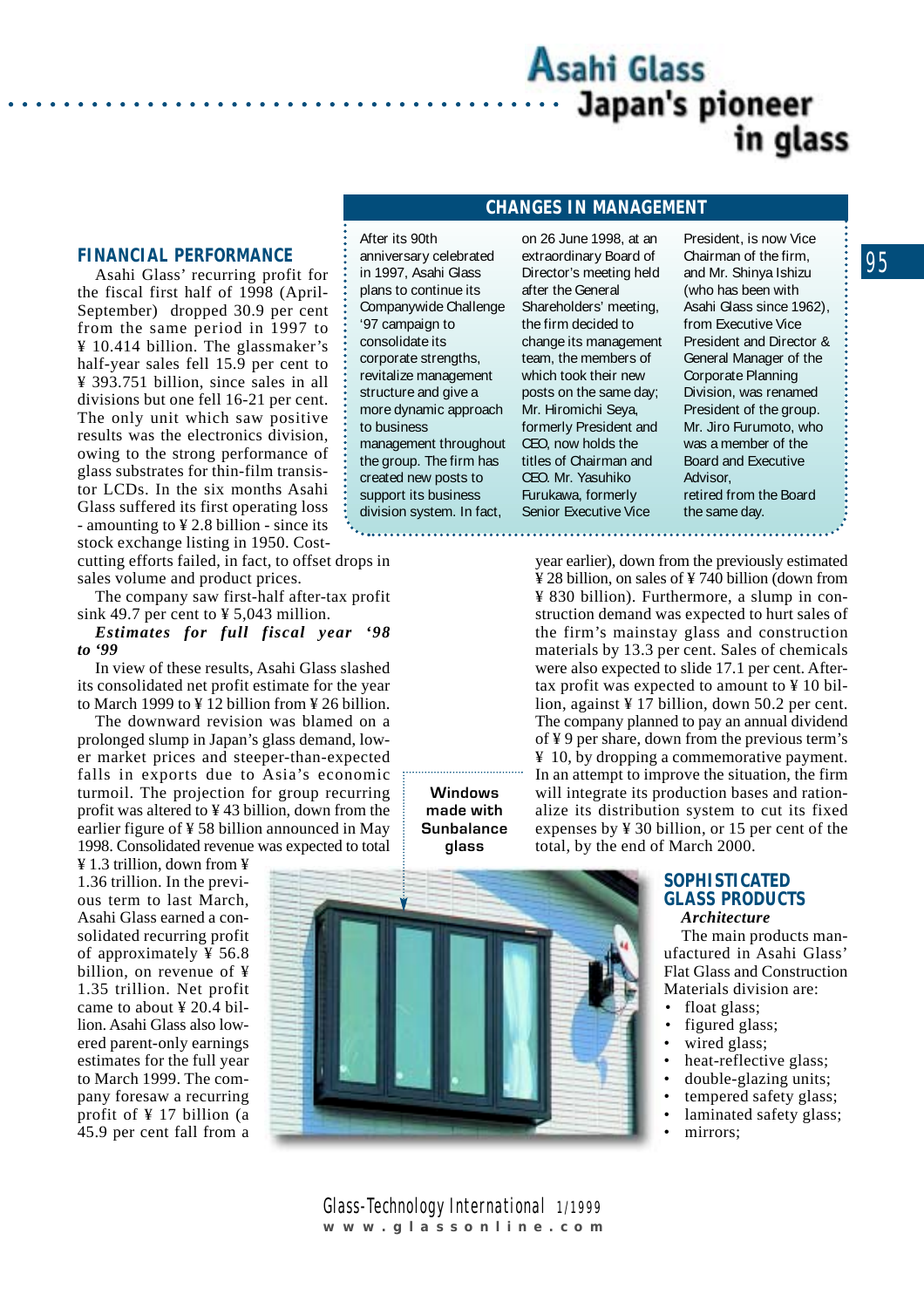# Asahi Glass Japan's pioneer in glass

## FINANCIAL PERFORMANCE

Asahi Glass' recurring profit for the fiscal first half of 1998 (April-September) dropped 30.9 per cent from the same period in 1997 to ¥ 10.414 billion. The glassmaker's half-year sales fell 15.9 per cent to ¥ 393.751 billion, since sales in all divisions but one fell 16-21 per cent. The only unit which saw positive results was the electronics division, owing to the strong performance of glass substrates for thin-film transistor LCDs. In the six months Asahi Glass suffered its first operating loss - amounting to ¥ 2.8 billion - since its stock exchange listing in 1950. Cost-cutting efforts failed, in fact, to offset drops in sales volume and product prices.

The company saw first-half after-tax profit sink 49.7 per cent to ¥ 5,043 million.

***Estimates for full fiscal year '98 to '99***

In view of these results, Asahi Glass slashed its consolidated net profit estimate for the year to March 1999 to ¥ 12 billion from ¥ 26 billion.

The downward revision was blamed on a prolonged slump in Japan's glass demand, lower market prices and steeper-than-expected falls in exports due to Asia's economic turmoil. The projection for group recurring profit was altered to ¥ 43 billion, down from the earlier figure of ¥ 58 billion announced in May 1998. Consolidated revenue was expected to total ¥ 1.3 trillion, down from ¥ 1.36 trillion. In the previous term to last March, Asahi Glass earned a consolidated recurring profit of approximately ¥ 56.8 billion, on revenue of ¥ 1.35 trillion. Net profit came to about ¥ 20.4 billion. Asahi Glass also lowered parent-only earnings estimates for the full year to March 1999. The company foresaw a recurring profit of ¥ 17 billion (a 45.9 per cent fall from a year earlier), down from the previously estimated ¥ 28 billion, on sales of ¥ 740 billion (down from ¥ 830 billion). Furthermore, a slump in construction demand was expected to hurt sales of the firm's mainstay glass and construction materials by 13.3 per cent. Sales of chemicals were also expected to slide 17.1 per cent. After-tax profit was expected to amount to ¥ 10 billion, against ¥ 17 billion, down 50.2 per cent. The company planned to pay an annual dividend of ¥ 9 per share, down from the previous term's ¥ 10, by dropping a commemorative payment. In an attempt to improve the situation, the firm will integrate its production bases and rationalize its distribution system to cut its fixed expenses by ¥ 30 billion, or 15 per cent of the total, by the end of March 2000.

## CHANGES IN MANAGEMENT

After its 90th anniversary celebrated in 1997, Asahi Glass plans to continue its Companywide Challenge '97 campaign to consolidate its corporate strengths, revitalize management structure and give a more dynamic approach to business management throughout the group. The firm has created new posts to support its business division system. In fact, on 26 June 1998, at an extraordinary Board of Director's meeting held after the General Shareholders' meeting, the firm decided to change its management team, the members of which took their new posts on the same day; Mr. Hiromichi Seya, formerly President and CEO, now holds the titles of Chairman and CEO. Mr. Yasuhiko Furukawa, formerly Senior Executive Vice President, is now Vice Chairman of the firm, and Mr. Shinya Ishizu (who has been with Asahi Glass since 1962), from Executive Vice President and Director & General Manager of the Corporate Planning Division, was renamed President of the group. Mr. Jiro Furumoto, who was a member of the Board and Executive Advisor, retired from the Board the same day.

Windows made with Sunbalance glass

## SOPHISTICATED GLASS PRODUCTS

***Architecture***

The main products manufactured in Asahi Glass' Flat Glass and Construction Materials division are:

- float glass;
- figured glass;
- wired glass;
- heat-reflective glass;
- double-glazing units;
- tempered safety glass;
- laminated safety glass;
- mirrors;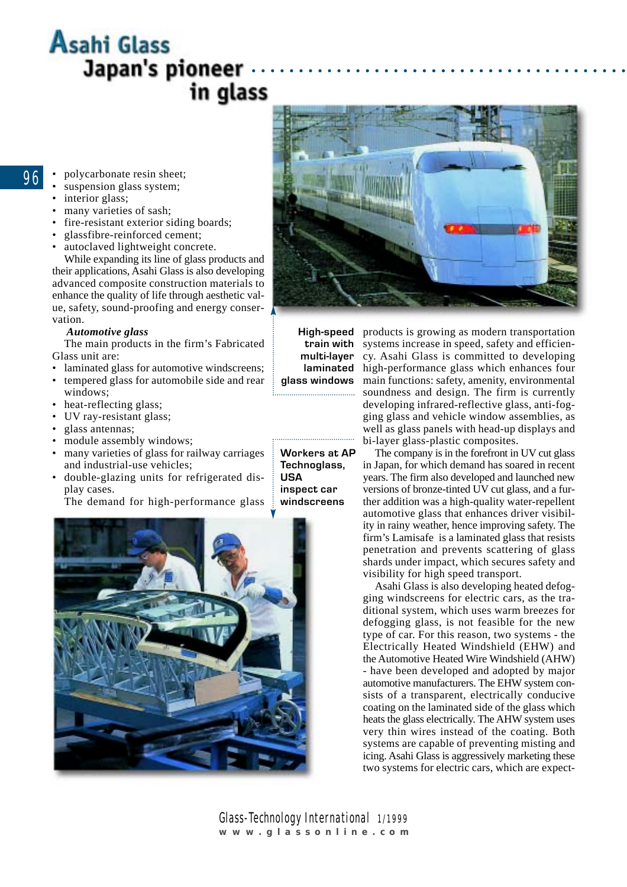- polycarbonate resin sheet;
- suspension glass system;
- interior glass;
- many varieties of sash;
- fire-resistant exterior siding boards;
- glassfibre-reinforced cement;
- autoclaved lightweight concrete.

While expanding its line of glass products and their applications, Asahi Glass is also developing advanced composite construction materials to enhance the quality of life through aesthetic value, safety, sound-proofing and energy conservation.

***Automotive glass***

The main products in the firm's Fabricated Glass unit are:

- laminated glass for automotive windscreens;
- tempered glass for automobile side and rear windows;
- heat-reflecting glass;
- UV ray-resistant glass;
- glass antennas;
- module assembly windows;
- many varieties of glass for railway carriages and industrial-use vehicles;
- double-glazing units for refrigerated display cases.

The demand for high-performance glass products is growing as modern transportation systems increase in speed, safety and efficiency. Asahi Glass is committed to developing high-performance glass which enhances four main functions: safety, amenity, environmental soundness and design. The firm is currently developing infrared-reflective glass, anti-fogging glass and vehicle window assemblies, as well as glass panels with head-up displays and bi-layer glass-plastic composites.

The company is in the forefront in UV cut glass in Japan, for which demand has soared in recent years. The firm also developed and launched new versions of bronze-tinted UV cut glass, and a further addition was a high-quality water-repellent automotive glass that enhances driver visibility in rainy weather, hence improving safety. The firm's Lamisafe is a laminated glass that resists penetration and prevents scattering of glass shards under impact, which secures safety and visibility for high speed transport.

Asahi Glass is also developing heated defogging windscreens for electric cars, as the traditional system, which uses warm breezes for defogging glass, is not feasible for the new type of car. For this reason, two systems - the Electrically Heated Windshield (EHW) and the Automotive Heated Wire Windshield (AHW) - have been developed and adopted by major automotive manufacturers. The EHW system consists of a transparent, electrically conducive coating on the laminated side of the glass which heats the glass electrically. The AHW system uses very thin wires instead of the coating. Both systems are capable of preventing misting and icing. Asahi Glass is aggressively marketing these two systems for electric cars, which are expect-

**High-speed train with multi-layer laminated glass windows**

**Workers at AP Technoglass, USA inspect car windscreens**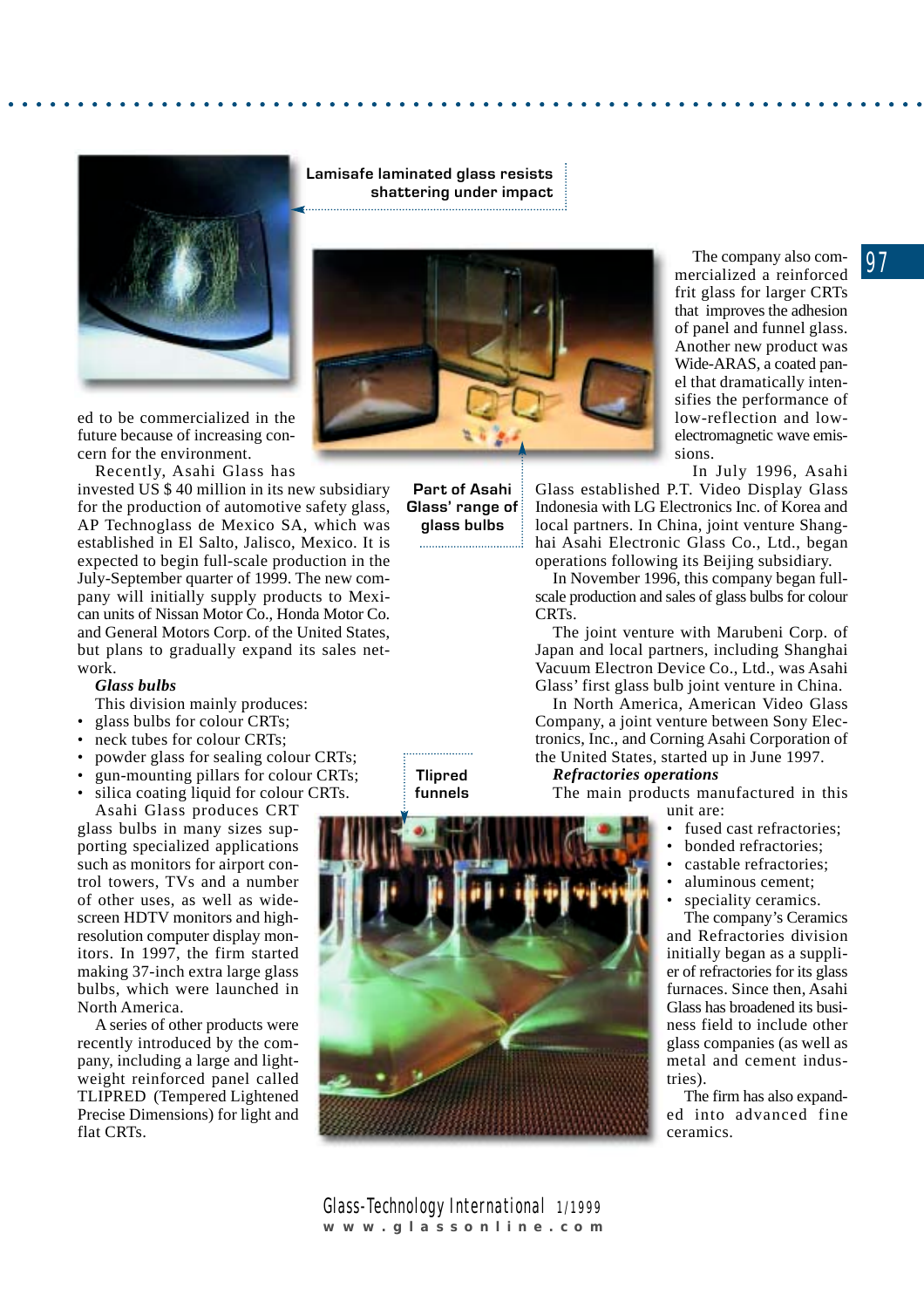Lamisafe laminated glass resists shattering under impact

ed to be commercialized in the future because of increasing concern for the environment.

Recently, Asahi Glass has invested US $ 40 million in its new subsidiary for the production of automotive safety glass, AP Technoglass de Mexico SA, which was established in El Salto, Jalisco, Mexico. It is expected to begin full-scale production in the July-September quarter of 1999. The new company will initially supply products to Mexican units of Nissan Motor Co., Honda Motor Co. and General Motors Corp. of the United States, but plans to gradually expand its sales network.

***Glass bulbs***

This division mainly produces:

- glass bulbs for colour CRTs;
- neck tubes for colour CRTs;
- powder glass for sealing colour CRTs;
- gun-mounting pillars for colour CRTs;
- silica coating liquid for colour CRTs.

Asahi Glass produces CRT glass bulbs in many sizes supporting specialized applications such as monitors for airport control towers, TVs and a number of other uses, as well as widescreen HDTV monitors and high-resolution computer display monitors. In 1997, the firm started making 37-inch extra large glass bulbs, which were launched in North America.

A series of other products were recently introduced by the company, including a large and lightweight reinforced panel called TLIPRED (Tempered Lightened Precise Dimensions) for light and flat CRTs.

Part of Asahi Glass' range of glass bulbs

Tlipred funnels

The company also commercialized a reinforced frit glass for larger CRTs that improves the adhesion of panel and funnel glass. Another new product was Wide-ARAS, a coated panel that dramatically intensifies the performance of low-reflection and low-electromagnetic wave emissions.

In July 1996, Asahi Glass established P.T. Video Display Glass Indonesia with LG Electronics Inc. of Korea and local partners. In China, joint venture Shanghai Asahi Electronic Glass Co., Ltd., began operations following its Beijing subsidiary.

In November 1996, this company began full-scale production and sales of glass bulbs for colour CRTs.

The joint venture with Marubeni Corp. of Japan and local partners, including Shanghai Vacuum Electron Device Co., Ltd., was Asahi Glass' first glass bulb joint venture in China.

In North America, American Video Glass Company, a joint venture between Sony Electronics, Inc., and Corning Asahi Corporation of the United States, started up in June 1997.

***Refractories operations***

The main products manufactured in this unit are:

- fused cast refractories;
- bonded refractories;
- castable refractories;
- aluminous cement;
- speciality ceramics.

The company's Ceramics and Refractories division initially began as a supplier of refractories for its glass furnaces. Since then, Asahi Glass has broadened its business field to include other glass companies (as well as metal and cement industries).

The firm has also expanded into advanced fine ceramics.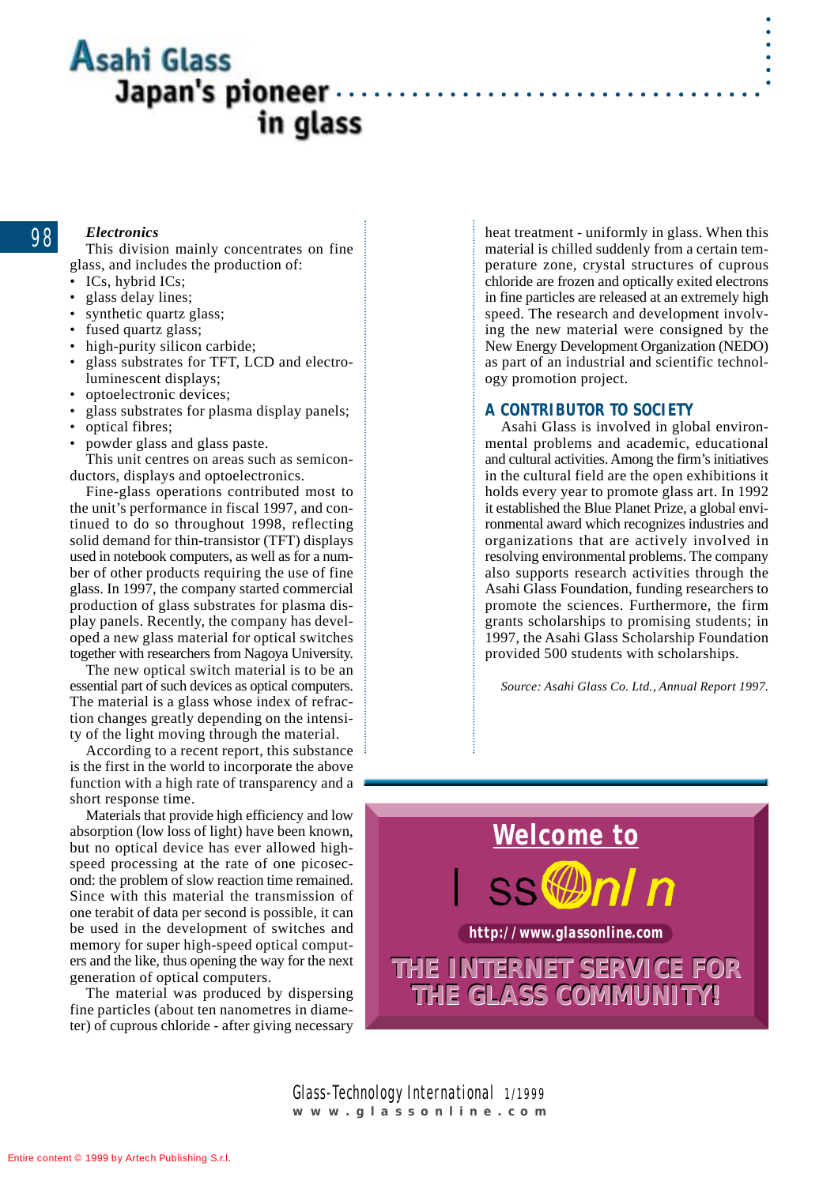# Asahi Glass Japan's pioneer in glass

***Electronics***

This division mainly concentrates on fine glass, and includes the production of:

- ICs, hybrid ICs;
- glass delay lines;
- synthetic quartz glass;
- fused quartz glass;
- high-purity silicon carbide;
- glass substrates for TFT, LCD and electroluminescent displays;
- optoelectronic devices;
- glass substrates for plasma display panels;
- optical fibres;
- powder glass and glass paste.

This unit centres on areas such as semiconductors, displays and optoelectronics.

Fine-glass operations contributed most to the unit's performance in fiscal 1997, and continued to do so throughout 1998, reflecting solid demand for thin-transistor (TFT) displays used in notebook computers, as well as for a number of other products requiring the use of fine glass. In 1997, the company started commercial production of glass substrates for plasma display panels. Recently, the company has developed a new glass material for optical switches together with researchers from Nagoya University.

The new optical switch material is to be an essential part of such devices as optical computers. The material is a glass whose index of refraction changes greatly depending on the intensity of the light moving through the material.

According to a recent report, this substance is the first in the world to incorporate the above function with a high rate of transparency and a short response time.

Materials that provide high efficiency and low absorption (low loss of light) have been known, but no optical device has ever allowed high-speed processing at the rate of one picosecond: the problem of slow reaction time remained. Since with this material the transmission of one terabit of data per second is possible, it can be used in the development of switches and memory for super high-speed optical computers and the like, thus opening the way for the next generation of optical computers.

The material was produced by dispersing fine particles (about ten nanometres in diameter) of cuprous chloride - after giving necessary heat treatment - uniformly in glass. When this material is chilled suddenly from a certain temperature zone, crystal structures of cuprous chloride are frozen and optically exited electrons in fine particles are released at an extremely high speed. The research and development involving the new material were consigned by the New Energy Development Organization (NEDO) as part of an industrial and scientific technology promotion project.

## A CONTRIBUTOR TO SOCIETY

Asahi Glass is involved in global environmental problems and academic, educational and cultural activities. Among the firm's initiatives in the cultural field are the open exhibitions it holds every year to promote glass art. In 1992 it established the Blue Planet Prize, a global environmental award which recognizes industries and organizations that are actively involved in resolving environmental problems. The company also supports research activities through the Asahi Glass Foundation, funding researchers to promote the sciences. Furthermore, the firm grants scholarships to promising students; in 1997, the Asahi Glass Scholarship Foundation provided 500 students with scholarships.

*Source: Asahi Glass Co. Ltd., Annual Report 1997.*

Welcome to GlassOnline

http://www.glassonline.com

THE INTERNET SERVICE FOR THE GLASS COMMUNITY!